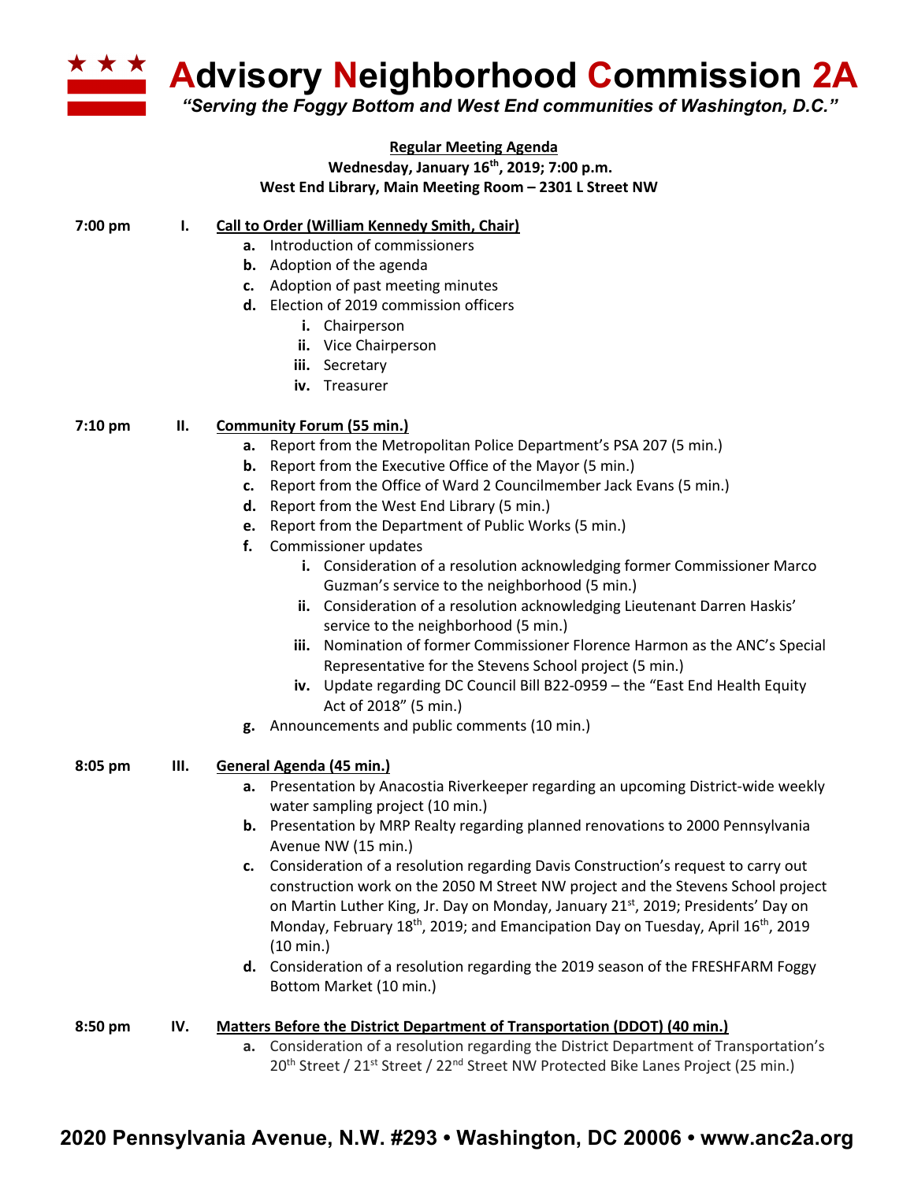# Advisory Neighborhood Commission 2A

*"Serving the Foggy Bottom and West End communities of Washington, D.C."*

**Regular Meeting Agenda**

**Wednesday, January 16th, 2019; 7:00 p.m.**

**West End Library, Main Meeting Room – 2301 L Street NW**

**7:00 pm — I. Call to Order (William Kennedy Smith, Chair)**

- **a.** Introduction of commissioners
- **b.** Adoption of the agenda
- **c.** Adoption of past meeting minutes
- **d.** Election of 2019 commission officers
  - **i.** Chairperson
  - **ii.** Vice Chairperson
  - **iii.** Secretary
  - **iv.** Treasurer

**7:10 pm — II. Community Forum (55 min.)**

- **a.** Report from the Metropolitan Police Department's PSA 207 (5 min.)
- **b.** Report from the Executive Office of the Mayor (5 min.)
- **c.** Report from the Office of Ward 2 Councilmember Jack Evans (5 min.)
- **d.** Report from the West End Library (5 min.)
- **e.** Report from the Department of Public Works (5 min.)
- **f.** Commissioner updates
  - **i.** Consideration of a resolution acknowledging former Commissioner Marco Guzman's service to the neighborhood (5 min.)
  - **ii.** Consideration of a resolution acknowledging Lieutenant Darren Haskis' service to the neighborhood (5 min.)
  - **iii.** Nomination of former Commissioner Florence Harmon as the ANC's Special Representative for the Stevens School project (5 min.)
  - **iv.** Update regarding DC Council Bill B22-0959 – the "East End Health Equity Act of 2018" (5 min.)
- **g.** Announcements and public comments (10 min.)

**8:05 pm — III. General Agenda (45 min.)**

- **a.** Presentation by Anacostia Riverkeeper regarding an upcoming District-wide weekly water sampling project (10 min.)
- **b.** Presentation by MRP Realty regarding planned renovations to 2000 Pennsylvania Avenue NW (15 min.)
- **c.** Consideration of a resolution regarding Davis Construction's request to carry out construction work on the 2050 M Street NW project and the Stevens School project on Martin Luther King, Jr. Day on Monday, January 21st, 2019; Presidents' Day on Monday, February 18th, 2019; and Emancipation Day on Tuesday, April 16th, 2019 (10 min.)
- **d.** Consideration of a resolution regarding the 2019 season of the FRESHFARM Foggy Bottom Market (10 min.)

**8:50 pm — IV. Matters Before the District Department of Transportation (DDOT) (40 min.)**

- **a.** Consideration of a resolution regarding the District Department of Transportation's 20th Street / 21st Street / 22nd Street NW Protected Bike Lanes Project (25 min.)

**2020 Pennsylvania Avenue, N.W. #293 • Washington, DC 20006 • www.anc2a.org**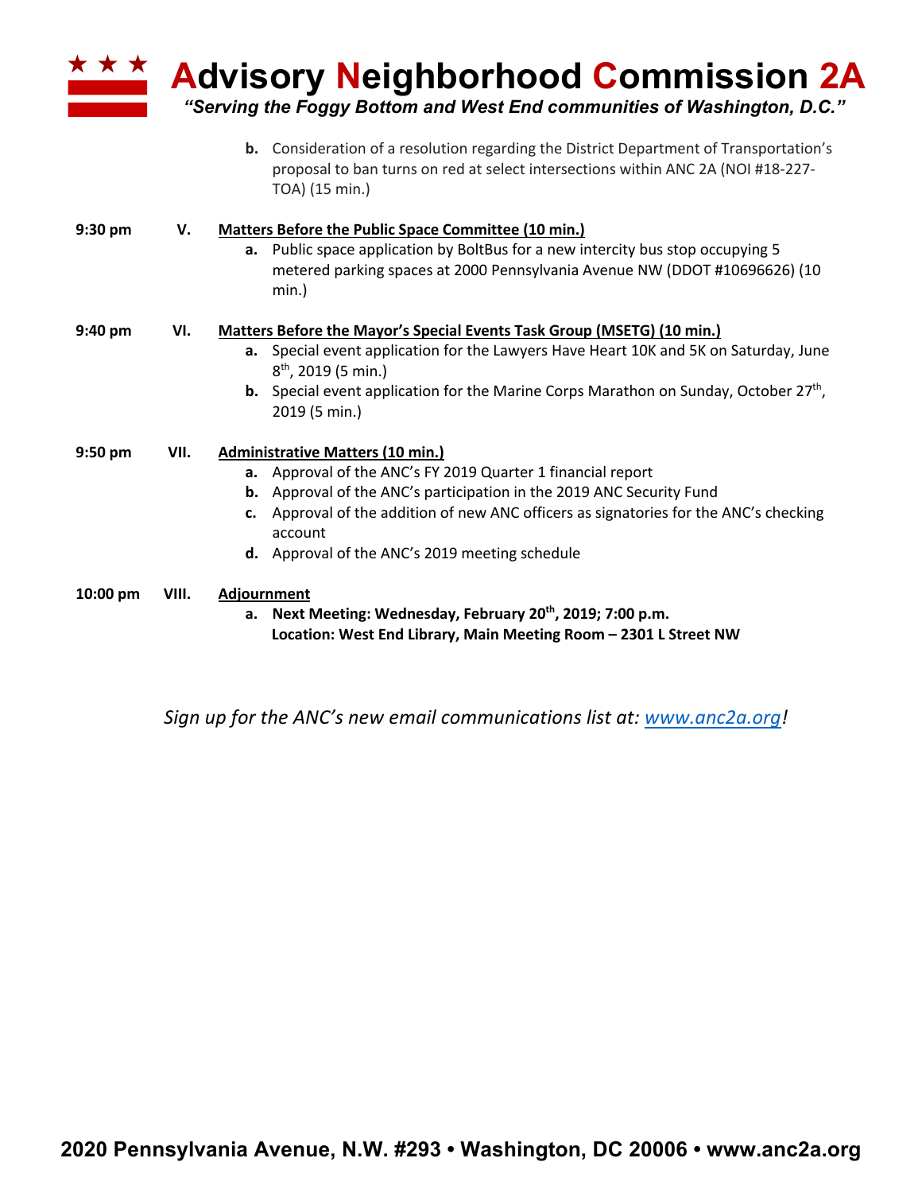b. Consideration of a resolution regarding the District Department of Transportation's proposal to ban turns on red at select intersections within ANC 2A (NOI #18-227-TOA) (15 min.)

**9:30 pm V. <u>Matters Before the Public Space Committee (10 min.)</u>**

a. Public space application by BoltBus for a new intercity bus stop occupying 5 metered parking spaces at 2000 Pennsylvania Avenue NW (DDOT #10696626) (10 min.)

**9:40 pm VI. <u>Matters Before the Mayor's Special Events Task Group (MSETG) (10 min.)</u>**

a. Special event application for the Lawyers Have Heart 10K and 5K on Saturday, June 8th, 2019 (5 min.)

b. Special event application for the Marine Corps Marathon on Sunday, October 27th, 2019 (5 min.)

**9:50 pm VII. <u>Administrative Matters (10 min.)</u>**

a. Approval of the ANC's FY 2019 Quarter 1 financial report

b. Approval of the ANC's participation in the 2019 ANC Security Fund

c. Approval of the addition of new ANC officers as signatories for the ANC's checking account

d. Approval of the ANC's 2019 meeting schedule

**10:00 pm VIII. <u>Adjournment</u>**

a. **Next Meeting: Wednesday, February 20th, 2019; 7:00 p.m.**
**Location: West End Library, Main Meeting Room – 2301 L Street NW**

*Sign up for the ANC's new email communications list at: [www.anc2a.org](http://www.anc2a.org)!*